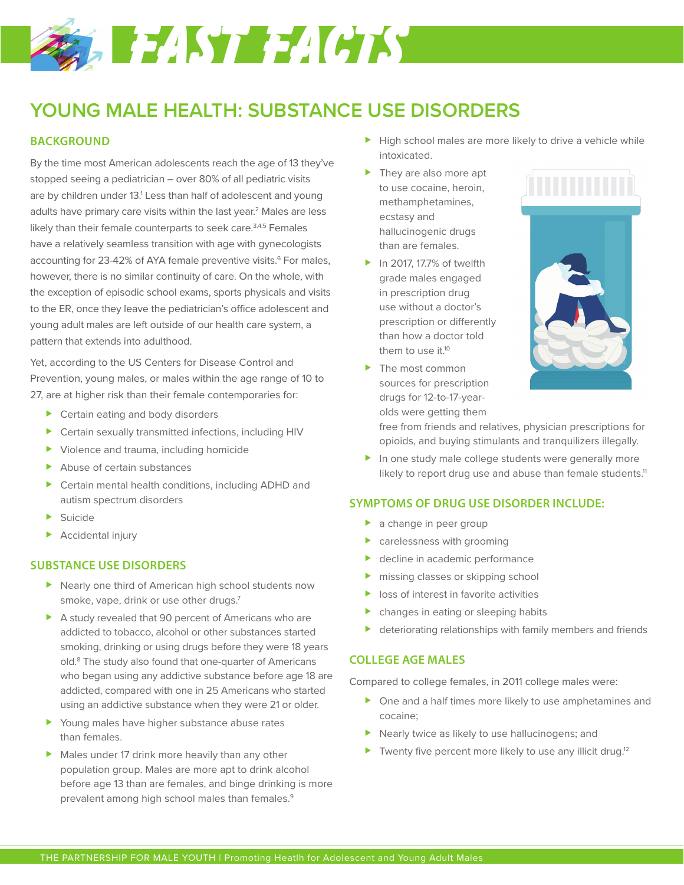# FAST FACTS

## YOUNG MALE HEALTH: SUBSTANCE USE DISORDERS

### BACKGROUND

By the time most American adolescents reach the age of 13 they've stopped seeing a pediatrician – over 80% of all pediatric visits are by children under 13.[1] Less than half of adolescent and young adults have primary care visits within the last year.[2] Males are less likely than their female counterparts to seek care.[3,4,5] Females have a relatively seamless transition with age with gynecologists accounting for 23-42% of AYA female preventive visits.[6] For males, however, there is no similar continuity of care. On the whole, with the exception of episodic school exams, sports physicals and visits to the ER, once they leave the pediatrician's office adolescent and young adult males are left outside of our health care system, a pattern that extends into adulthood.

Yet, according to the US Centers for Disease Control and Prevention, young males, or males within the age range of 10 to 27, are at higher risk than their female contemporaries for:

- Certain eating and body disorders
- Certain sexually transmitted infections, including HIV
- Violence and trauma, including homicide
- Abuse of certain substances
- Certain mental health conditions, including ADHD and autism spectrum disorders
- Suicide
- Accidental injury

### SUBSTANCE USE DISORDERS

- Nearly one third of American high school students now smoke, vape, drink or use other drugs.[7]
- A study revealed that 90 percent of Americans who are addicted to tobacco, alcohol or other substances started smoking, drinking or using drugs before they were 18 years old.[8] The study also found that one-quarter of Americans who began using any addictive substance before age 18 are addicted, compared with one in 25 Americans who started using an addictive substance when they were 21 or older.
- Young males have higher substance abuse rates than females.
- Males under 17 drink more heavily than any other population group. Males are more apt to drink alcohol before age 13 than are females, and binge drinking is more prevalent among high school males than females.[9]
- High school males are more likely to drive a vehicle while intoxicated.
- They are also more apt to use cocaine, heroin, methamphetamines, ecstasy and hallucinogenic drugs than are females.
- In 2017, 17.7% of twelfth grade males engaged in prescription drug use without a doctor's prescription or differently than how a doctor told them to use it.[10]
- The most common sources for prescription drugs for 12-to-17-year-olds were getting them free from friends and relatives, physician prescriptions for opioids, and buying stimulants and tranquilizers illegally.
- In one study male college students were generally more likely to report drug use and abuse than female students.[11]

### SYMPTOMS OF DRUG USE DISORDER INCLUDE:

- a change in peer group
- carelessness with grooming
- decline in academic performance
- missing classes or skipping school
- loss of interest in favorite activities
- changes in eating or sleeping habits
- deteriorating relationships with family members and friends

### COLLEGE AGE MALES

Compared to college females, in 2011 college males were:

- One and a half times more likely to use amphetamines and cocaine;
- Nearly twice as likely to use hallucinogens; and
- Twenty five percent more likely to use any illicit drug.[12]

THE PARTNERSHIP FOR MALE YOUTH | Promoting Heatlh for Adolescent and Young Adult Males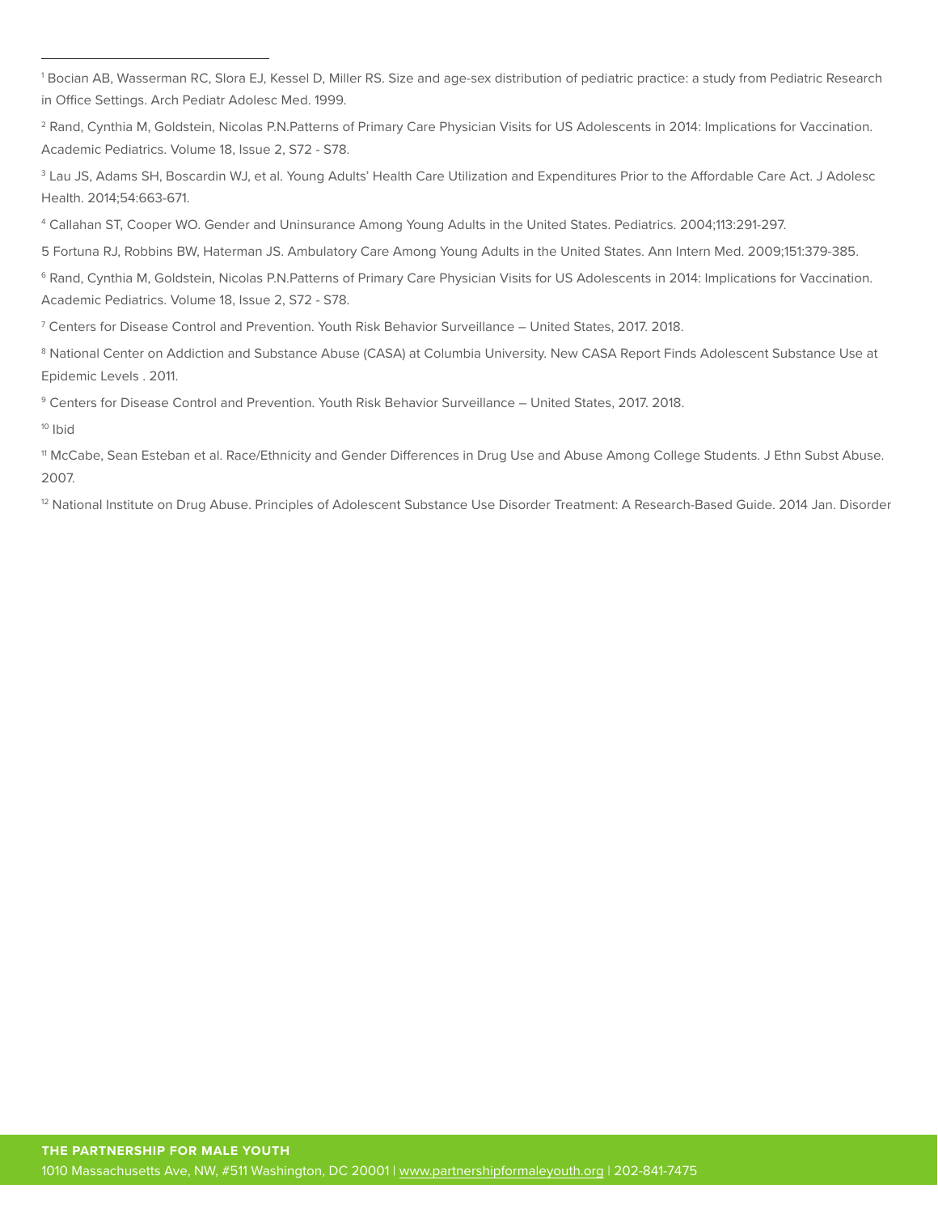[1] Bocian AB, Wasserman RC, Slora EJ, Kessel D, Miller RS. Size and age-sex distribution of pediatric practice: a study from Pediatric Research in Office Settings. Arch Pediatr Adolesc Med. 1999.

[2] Rand, Cynthia M, Goldstein, Nicolas P.N.Patterns of Primary Care Physician Visits for US Adolescents in 2014: Implications for Vaccination. Academic Pediatrics. Volume 18, Issue 2, S72 - S78.

[3] Lau JS, Adams SH, Boscardin WJ, et al. Young Adults' Health Care Utilization and Expenditures Prior to the Affordable Care Act. J Adolesc Health. 2014;54:663-671.

[4] Callahan ST, Cooper WO. Gender and Uninsurance Among Young Adults in the United States. Pediatrics. 2004;113:291-297.

5 Fortuna RJ, Robbins BW, Haterman JS. Ambulatory Care Among Young Adults in the United States. Ann Intern Med. 2009;151:379-385.

[6] Rand, Cynthia M, Goldstein, Nicolas P.N.Patterns of Primary Care Physician Visits for US Adolescents in 2014: Implications for Vaccination. Academic Pediatrics. Volume 18, Issue 2, S72 - S78.

[7] Centers for Disease Control and Prevention. Youth Risk Behavior Surveillance – United States, 2017. 2018.

[8] National Center on Addiction and Substance Abuse (CASA) at Columbia University. New CASA Report Finds Adolescent Substance Use at Epidemic Levels . 2011.

[9] Centers for Disease Control and Prevention. Youth Risk Behavior Surveillance – United States, 2017. 2018.

[10] Ibid

[11] McCabe, Sean Esteban et al. Race/Ethnicity and Gender Differences in Drug Use and Abuse Among College Students. J Ethn Subst Abuse. 2007.

[12] National Institute on Drug Abuse. Principles of Adolescent Substance Use Disorder Treatment: A Research-Based Guide. 2014 Jan. Disorder

**THE PARTNERSHIP FOR MALE YOUTH**
1010 Massachusetts Ave, NW, #511 Washington, DC 20001 | www.partnershipformaleyouth.org | 202-841-7475